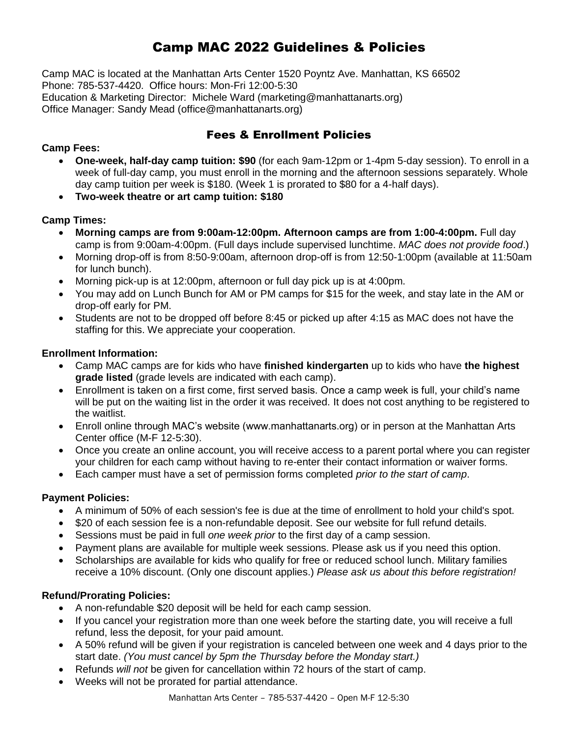# Camp MAC 2022 Guidelines & Policies

Camp MAC is located at the Manhattan Arts Center 1520 Poyntz Ave. Manhattan, KS 66502
Phone: 785-537-4420. Office hours: Mon-Fri 12:00-5:30
Education & Marketing Director: Michele Ward (marketing@manhattanarts.org)
Office Manager: Sandy Mead (office@manhattanarts.org)

## Fees & Enrollment Policies

**Camp Fees:**

- **One-week, half-day camp tuition: $90** (for each 9am-12pm or 1-4pm 5-day session). To enroll in a week of full-day camp, you must enroll in the morning and the afternoon sessions separately. Whole day camp tuition per week is $180. (Week 1 is prorated to $80 for a 4-half days).
- **Two-week theatre or art camp tuition: $180**

**Camp Times:**

- **Morning camps are from 9:00am-12:00pm. Afternoon camps are from 1:00-4:00pm.** Full day camp is from 9:00am-4:00pm. (Full days include supervised lunchtime. *MAC does not provide food*.)
- Morning drop-off is from 8:50-9:00am, afternoon drop-off is from 12:50-1:00pm (available at 11:50am for lunch bunch).
- Morning pick-up is at 12:00pm, afternoon or full day pick up is at 4:00pm.
- You may add on Lunch Bunch for AM or PM camps for $15 for the week, and stay late in the AM or drop-off early for PM.
- Students are not to be dropped off before 8:45 or picked up after 4:15 as MAC does not have the staffing for this. We appreciate your cooperation.

**Enrollment Information:**

- Camp MAC camps are for kids who have **finished kindergarten** up to kids who have **the highest grade listed** (grade levels are indicated with each camp).
- Enrollment is taken on a first come, first served basis. Once a camp week is full, your child's name will be put on the waiting list in the order it was received. It does not cost anything to be registered to the waitlist.
- Enroll online through MAC's website (www.manhattanarts.org) or in person at the Manhattan Arts Center office (M-F 12-5:30).
- Once you create an online account, you will receive access to a parent portal where you can register your children for each camp without having to re-enter their contact information or waiver forms.
- Each camper must have a set of permission forms completed *prior to the start of camp*.

**Payment Policies:**

- A minimum of 50% of each session's fee is due at the time of enrollment to hold your child's spot.
- $20 of each session fee is a non-refundable deposit. See our website for full refund details.
- Sessions must be paid in full *one week prior* to the first day of a camp session.
- Payment plans are available for multiple week sessions. Please ask us if you need this option.
- Scholarships are available for kids who qualify for free or reduced school lunch. Military families receive a 10% discount. (Only one discount applies.) *Please ask us about this before registration!*

**Refund/Prorating Policies:**

- A non-refundable $20 deposit will be held for each camp session.
- If you cancel your registration more than one week before the starting date, you will receive a full refund, less the deposit, for your paid amount.
- A 50% refund will be given if your registration is canceled between one week and 4 days prior to the start date. *(You must cancel by 5pm the Thursday before the Monday start.)*
- Refunds *will not* be given for cancellation within 72 hours of the start of camp.
- Weeks will not be prorated for partial attendance.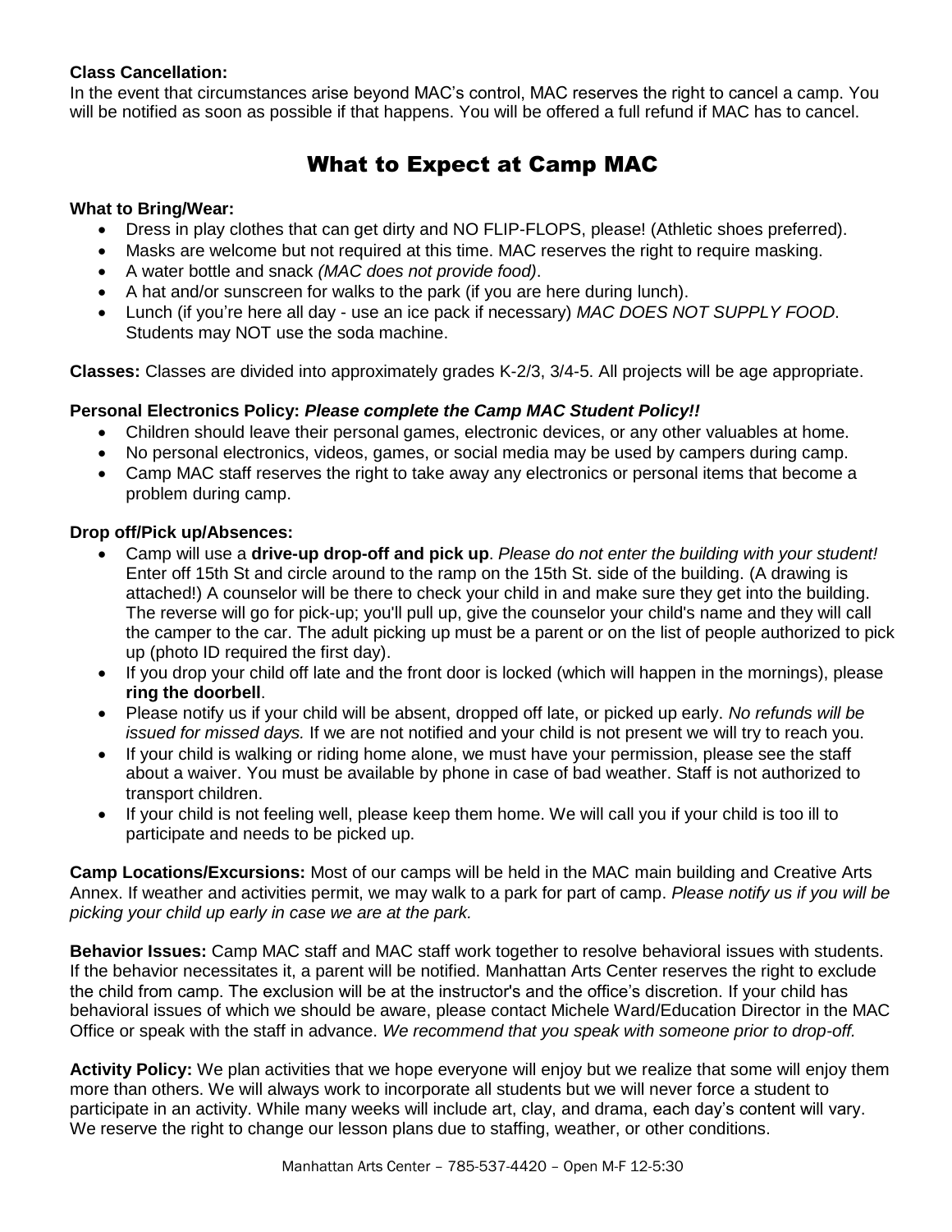**Class Cancellation:**
In the event that circumstances arise beyond MAC's control, MAC reserves the right to cancel a camp. You will be notified as soon as possible if that happens. You will be offered a full refund if MAC has to cancel.

# What to Expect at Camp MAC

**What to Bring/Wear:**

- Dress in play clothes that can get dirty and NO FLIP-FLOPS, please! (Athletic shoes preferred).
- Masks are welcome but not required at this time. MAC reserves the right to require masking.
- A water bottle and snack *(MAC does not provide food)*.
- A hat and/or sunscreen for walks to the park (if you are here during lunch).
- Lunch (if you're here all day - use an ice pack if necessary) *MAC DOES NOT SUPPLY FOOD.* Students may NOT use the soda machine.

**Classes:** Classes are divided into approximately grades K-2/3, 3/4-5. All projects will be age appropriate.

**Personal Electronics Policy:** ***Please complete the Camp MAC Student Policy!!***

- Children should leave their personal games, electronic devices, or any other valuables at home.
- No personal electronics, videos, games, or social media may be used by campers during camp.
- Camp MAC staff reserves the right to take away any electronics or personal items that become a problem during camp.

**Drop off/Pick up/Absences:**

- Camp will use a **drive-up drop-off and pick up**. *Please do not enter the building with your student!* Enter off 15th St and circle around to the ramp on the 15th St. side of the building. (A drawing is attached!) A counselor will be there to check your child in and make sure they get into the building. The reverse will go for pick-up; you'll pull up, give the counselor your child's name and they will call the camper to the car. The adult picking up must be a parent or on the list of people authorized to pick up (photo ID required the first day).
- If you drop your child off late and the front door is locked (which will happen in the mornings), please **ring the doorbell**.
- Please notify us if your child will be absent, dropped off late, or picked up early. *No refunds will be issued for missed days.* If we are not notified and your child is not present we will try to reach you.
- If your child is walking or riding home alone, we must have your permission, please see the staff about a waiver. You must be available by phone in case of bad weather. Staff is not authorized to transport children.
- If your child is not feeling well, please keep them home. We will call you if your child is too ill to participate and needs to be picked up.

**Camp Locations/Excursions:** Most of our camps will be held in the MAC main building and Creative Arts Annex. If weather and activities permit, we may walk to a park for part of camp. *Please notify us if you will be picking your child up early in case we are at the park.*

**Behavior Issues:** Camp MAC staff and MAC staff work together to resolve behavioral issues with students. If the behavior necessitates it, a parent will be notified. Manhattan Arts Center reserves the right to exclude the child from camp. The exclusion will be at the instructor's and the office's discretion. If your child has behavioral issues of which we should be aware, please contact Michele Ward/Education Director in the MAC Office or speak with the staff in advance. *We recommend that you speak with someone prior to drop-off.*

**Activity Policy:** We plan activities that we hope everyone will enjoy but we realize that some will enjoy them more than others. We will always work to incorporate all students but we will never force a student to participate in an activity. While many weeks will include art, clay, and drama, each day's content will vary. We reserve the right to change our lesson plans due to staffing, weather, or other conditions.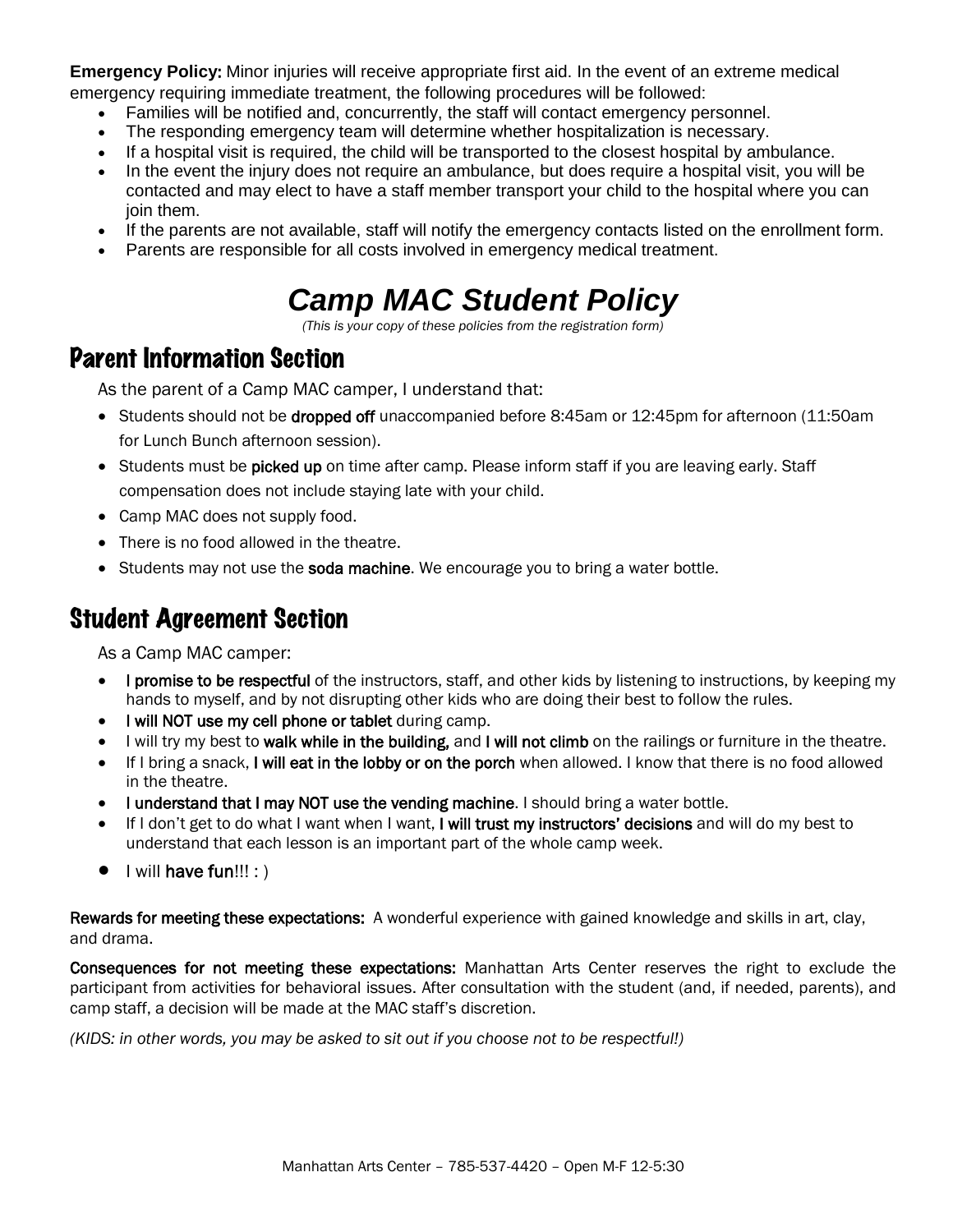**Emergency Policy:** Minor injuries will receive appropriate first aid. In the event of an extreme medical emergency requiring immediate treatment, the following procedures will be followed:

- Families will be notified and, concurrently, the staff will contact emergency personnel.
- The responding emergency team will determine whether hospitalization is necessary.
- If a hospital visit is required, the child will be transported to the closest hospital by ambulance.
- In the event the injury does not require an ambulance, but does require a hospital visit, you will be contacted and may elect to have a staff member transport your child to the hospital where you can join them.
- If the parents are not available, staff will notify the emergency contacts listed on the enrollment form.
- Parents are responsible for all costs involved in emergency medical treatment.

# *Camp MAC Student Policy*

*(This is your copy of these policies from the registration form)*

## Parent Information Section

As the parent of a Camp MAC camper, I understand that:

- Students should not be **dropped off** unaccompanied before 8:45am or 12:45pm for afternoon (11:50am for Lunch Bunch afternoon session).
- Students must be **picked up** on time after camp. Please inform staff if you are leaving early. Staff compensation does not include staying late with your child.
- Camp MAC does not supply food.
- There is no food allowed in the theatre.
- Students may not use the **soda machine**. We encourage you to bring a water bottle.

## Student Agreement Section

As a Camp MAC camper:

- **I promise to be respectful** of the instructors, staff, and other kids by listening to instructions, by keeping my hands to myself, and by not disrupting other kids who are doing their best to follow the rules.
- **I will NOT use my cell phone or tablet** during camp.
- I will try my best to **walk while in the building,** and **I will not climb** on the railings or furniture in the theatre.
- If I bring a snack, **I will eat in the lobby or on the porch** when allowed. I know that there is no food allowed in the theatre.
- **I understand that I may NOT use the vending machine**. I should bring a water bottle.
- If I don't get to do what I want when I want, **I will trust my instructors' decisions** and will do my best to understand that each lesson is an important part of the whole camp week.
- I will **have fun**!!! : )

**Rewards for meeting these expectations:** A wonderful experience with gained knowledge and skills in art, clay, and drama.

**Consequences for not meeting these expectations:** Manhattan Arts Center reserves the right to exclude the participant from activities for behavioral issues. After consultation with the student (and, if needed, parents), and camp staff, a decision will be made at the MAC staff's discretion.

*(KIDS: in other words, you may be asked to sit out if you choose not to be respectful!)*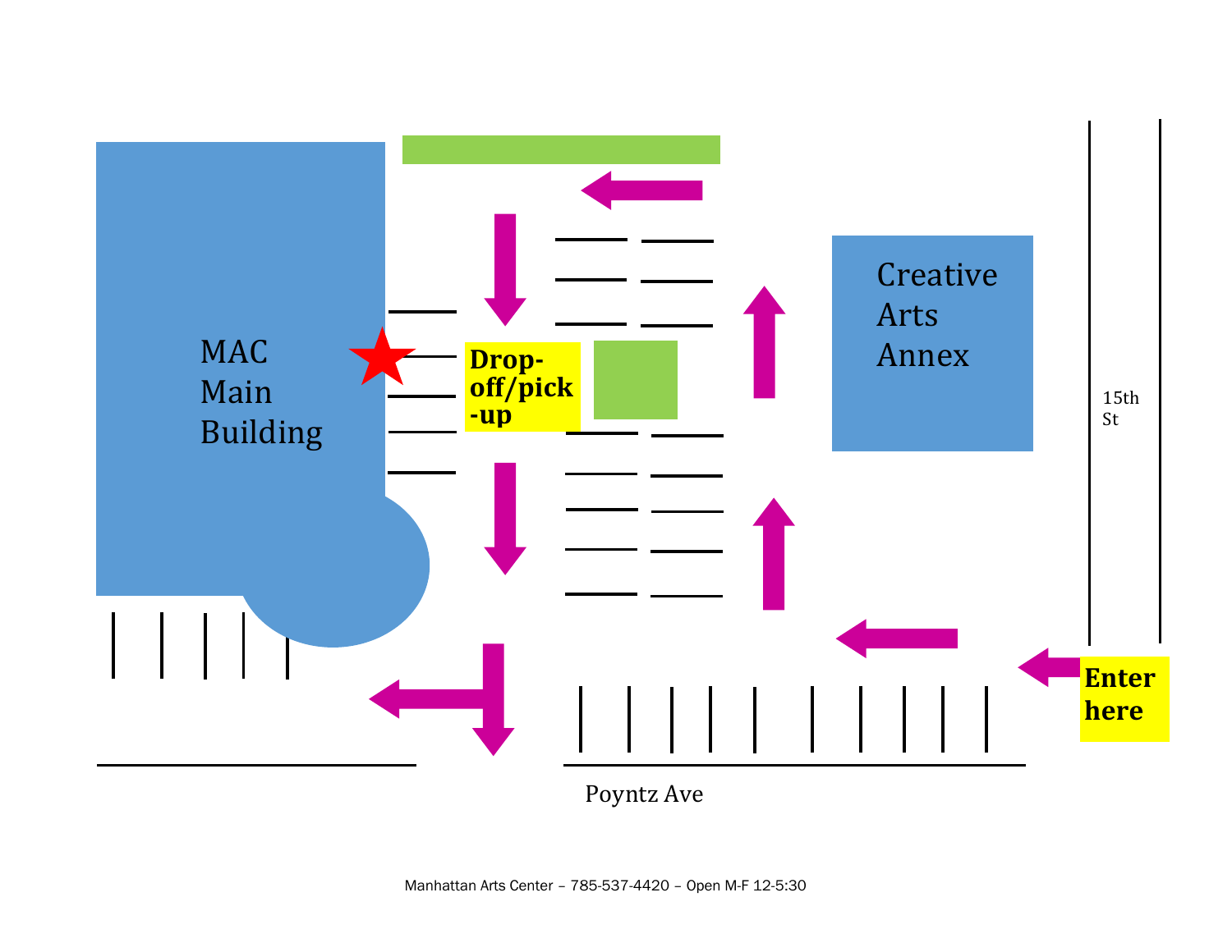MAC
Main
Building

**Drop-off/pick-up**

Creative
Arts
Annex

15th
St

**Enter here**

Poyntz Ave

Manhattan Arts Center – 785-537-4420 – Open M-F 12-5:30